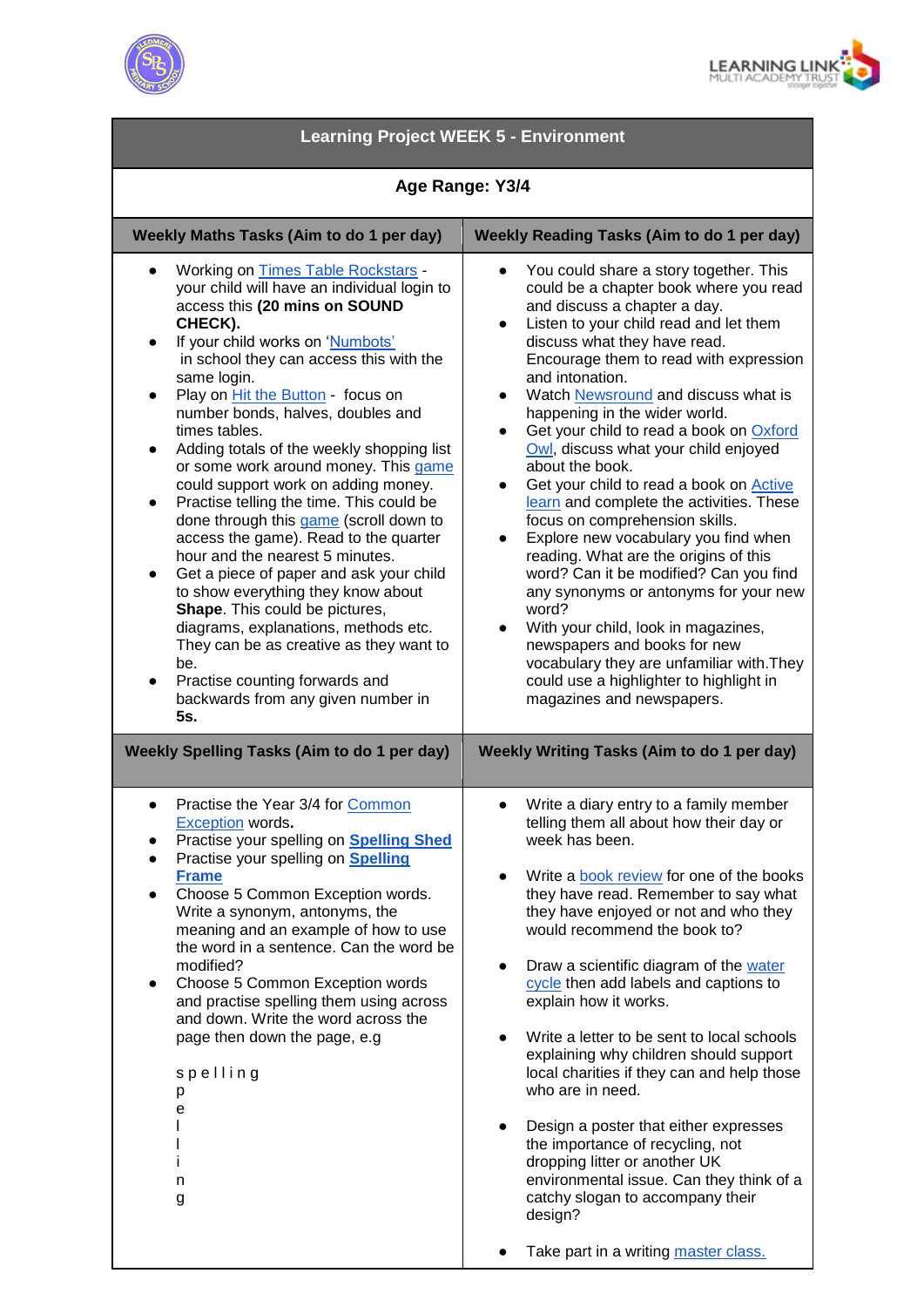# Learning Project WEEK 5 - Environment

**Age Range: Y3/4**

| Weekly Maths Tasks (Aim to do 1 per day) | Weekly Reading Tasks (Aim to do 1 per day) |
|---|---|
| • Working on Times Table Rockstars - your child will have an individual login to access this **(20 mins on SOUND CHECK).**<br>• If your child works on 'Numbots' in school they can access this with the same login.<br>• Play on Hit the Button - focus on number bonds, halves, doubles and times tables.<br>• Adding totals of the weekly shopping list or some work around money. This game could support work on adding money.<br>• Practise telling the time. This could be done through this game (scroll down to access the game). Read to the quarter hour and the nearest 5 minutes.<br>• Get a piece of paper and ask your child to show everything they know about **Shape**. This could be pictures, diagrams, explanations, methods etc. They can be as creative as they want to be.<br>• Practise counting forwards and backwards from any given number in **5s.** | • You could share a story together. This could be a chapter book where you read and discuss a chapter a day.<br>• Listen to your child read and let them discuss what they have read. Encourage them to read with expression and intonation.<br>• Watch Newsround and discuss what is happening in the wider world.<br>• Get your child to read a book on Oxford Owl, discuss what your child enjoyed about the book.<br>• Get your child to read a book on Active learn and complete the activities. These focus on comprehension skills.<br>• Explore new vocabulary you find when reading. What are the origins of this word? Can it be modified? Can you find any synonyms or antonyms for your new word?<br>• With your child, look in magazines, newspapers and books for new vocabulary they are unfamiliar with.They could use a highlighter to highlight in magazines and newspapers. |

| Weekly Spelling Tasks (Aim to do 1 per day) | Weekly Writing Tasks (Aim to do 1 per day) |
|---|---|
| • Practise the Year 3/4 for Common Exception words**.**<br>• Practise your spelling on **Spelling Shed**<br>• Practise your spelling on **Spelling Frame**<br>• Choose 5 Common Exception words. Write a synonym, antonyms, the meaning and an example of how to use the word in a sentence. Can the word be modified?<br>• Choose 5 Common Exception words and practise spelling them using across and down. Write the word across the page then down the page, e.g<br><br>s p e l l i n g<br>p<br>e<br>l<br>l<br>i<br>n<br>g | • Write a diary entry to a family member telling them all about how their day or week has been.<br><br>• Write a book review for one of the books they have read. Remember to say what they have enjoyed or not and who they would recommend the book to?<br><br>• Draw a scientific diagram of the water cycle then add labels and captions to explain how it works.<br><br>• Write a letter to be sent to local schools explaining why children should support local charities if they can and help those who are in need.<br><br>• Design a poster that either expresses the importance of recycling, not dropping litter or another UK environmental issue. Can they think of a catchy slogan to accompany their design?<br><br>• Take part in a writing master class. |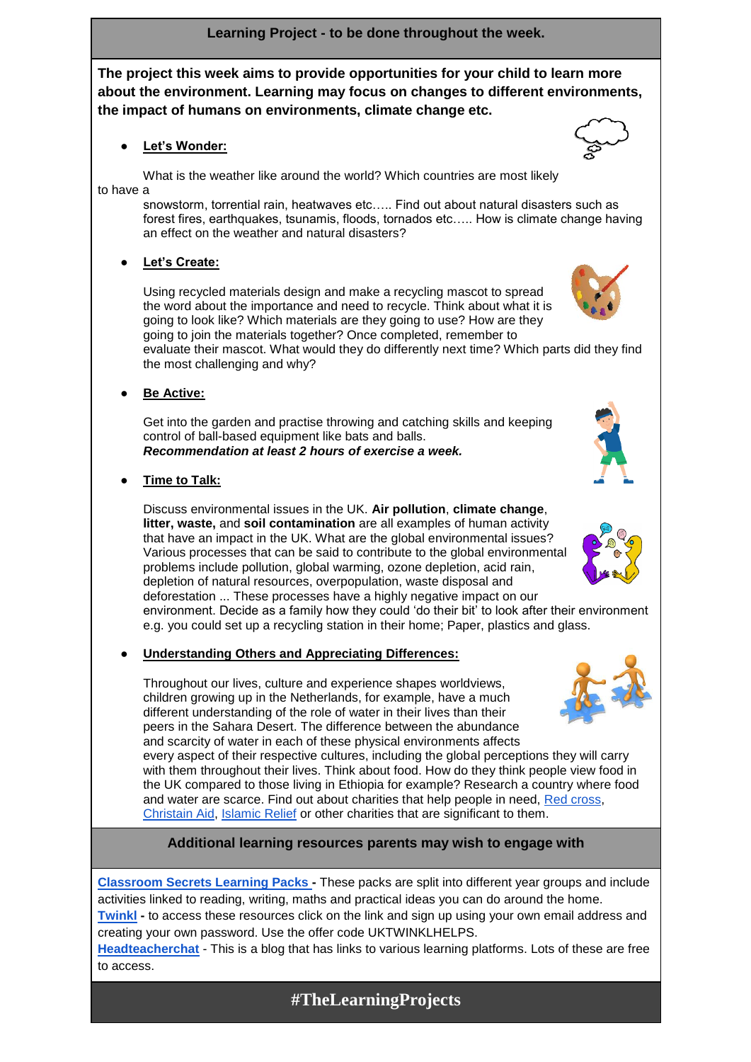## Learning Project - to be done throughout the week.

**The project this week aims to provide opportunities for your child to learn more about the environment. Learning may focus on changes to different environments, the impact of humans on environments, climate change etc.**

- **Let's Wonder:**

  What is the weather like around the world? Which countries are most likely to have a snowstorm, torrential rain, heatwaves etc….. Find out about natural disasters such as forest fires, earthquakes, tsunamis, floods, tornados etc….. How is climate change having an effect on the weather and natural disasters?

- **Let's Create:**

  Using recycled materials design and make a recycling mascot to spread the word about the importance and need to recycle. Think about what it is going to look like? Which materials are they going to use? How are they going to join the materials together? Once completed, remember to evaluate their mascot. What would they do differently next time? Which parts did they find the most challenging and why?

- **Be Active:**

  Get into the garden and practise throwing and catching skills and keeping control of ball-based equipment like bats and balls.
  ***Recommendation at least 2 hours of exercise a week.***

- **Time to Talk:**

  Discuss environmental issues in the UK. **Air pollution**, **climate change**, **litter, waste,** and **soil contamination** are all examples of human activity that have an impact in the UK. What are the global environmental issues? Various processes that can be said to contribute to the global environmental problems include pollution, global warming, ozone depletion, acid rain, depletion of natural resources, overpopulation, waste disposal and deforestation ... These processes have a highly negative impact on our environment. Decide as a family how they could 'do their bit' to look after their environment e.g. you could set up a recycling station in their home; Paper, plastics and glass.

- **Understanding Others and Appreciating Differences:**

  Throughout our lives, culture and experience shapes worldviews, children growing up in the Netherlands, for example, have a much different understanding of the role of water in their lives than their peers in the Sahara Desert. The difference between the abundance and scarcity of water in each of these physical environments affects every aspect of their respective cultures, including the global perceptions they will carry with them throughout their lives. Think about food. How do they think people view food in the UK compared to those living in Ethiopia for example? Research a country where food and water are scarce. Find out about charities that help people in need, Red cross, Christain Aid, Islamic Relief or other charities that are significant to them.

## Additional learning resources parents may wish to engage with

**Classroom Secrets Learning Packs -** These packs are split into different year groups and include activities linked to reading, writing, maths and practical ideas you can do around the home.
**Twinkl -** to access these resources click on the link and sign up using your own email address and creating your own password. Use the offer code UKTWINKLHELPS.
**Headteacherchat** - This is a blog that has links to various learning platforms. Lots of these are free to access.

**#TheLearningProjects**